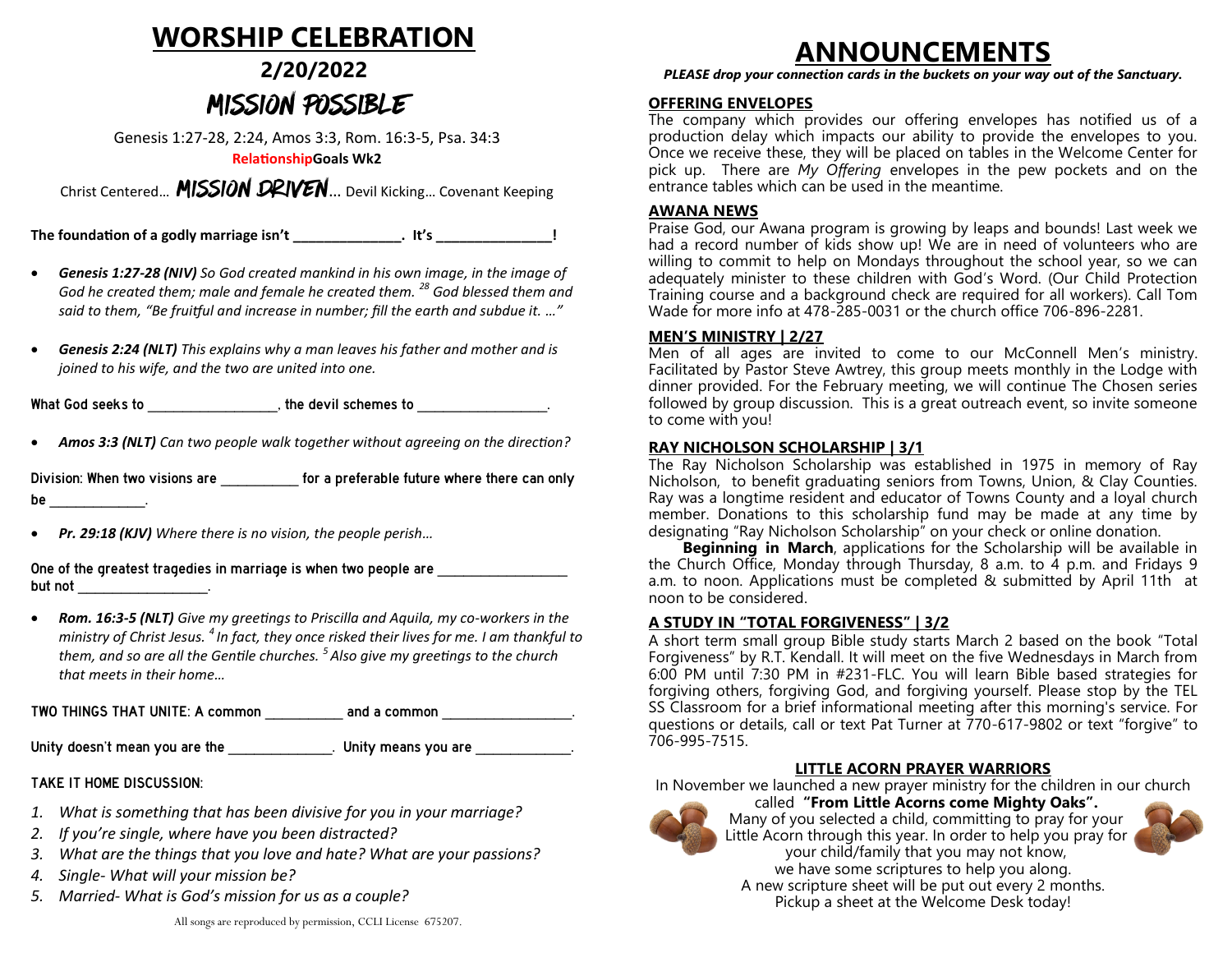# WORSHIP CELEBRATION

## 2/20/2022

## MISSION POSSIBLE

Genesis 1:27-28, 2:24, Amos 3:3, Rom. 16:3-5, Psa. 34:3

**RelationshipGoals Wk2**

Christ Centered… **MISSION DRIVEN**… Devil Kicking… Covenant Keeping

**The foundation of a godly marriage isn't _______________. It's ________________!**

- ***Genesis 1:27-28 (NIV)*** *So God created mankind in his own image, in the image of God he created them; male and female he created them. [28] God blessed them and said to them, "Be fruitful and increase in number; fill the earth and subdue it. …"*
- ***Genesis 2:24 (NLT)*** *This explains why a man leaves his father and mother and is joined to his wife, and the two are united into one.*

What God seeks to ___________________, the devil schemes to ___________________.

- ***Amos 3:3 (NLT)*** *Can two people walk together without agreeing on the direction?*

Division: When two visions are ___________ for a preferable future where there can only be ______________.

- ***Pr. 29:18 (KJV)*** *Where there is no vision, the people perish…*

One of the greatest tragedies in marriage is when two people are ___________________ but not ___________________.

- ***Rom. 16:3-5 (NLT)*** *Give my greetings to Priscilla and Aquila, my co-workers in the ministry of Christ Jesus. [4] In fact, they once risked their lives for me. I am thankful to them, and so are all the Gentile churches. [5] Also give my greetings to the church that meets in their home…*

TWO THINGS THAT UNITE: A common ___________ and a common ___________________.

Unity doesn't mean you are the _______________. Unity means you are ______________.

TAKE IT HOME DISCUSSION:

1. *What is something that has been divisive for you in your marriage?*
2. *If you're single, where have you been distracted?*
3. *What are the things that you love and hate? What are your passions?*
4. *Single- What will your mission be?*
5. *Married- What is God's mission for us as a couple?*

All songs are reproduced by permission, CCLI License 675207.

# ANNOUNCEMENTS

***PLEASE drop your connection cards in the buckets on your way out of the Sanctuary.***

### OFFERING ENVELOPES

The company which provides our offering envelopes has notified us of a production delay which impacts our ability to provide the envelopes to you. Once we receive these, they will be placed on tables in the Welcome Center for pick up. There are *My Offering* envelopes in the pew pockets and on the entrance tables which can be used in the meantime.

### AWANA NEWS

Praise God, our Awana program is growing by leaps and bounds! Last week we had a record number of kids show up! We are in need of volunteers who are willing to commit to help on Mondays throughout the school year, so we can adequately minister to these children with God's Word. (Our Child Protection Training course and a background check are required for all workers). Call Tom Wade for more info at 478-285-0031 or the church office 706-896-2281.

### MEN'S MINISTRY | 2/27

Men of all ages are invited to come to our McConnell Men's ministry. Facilitated by Pastor Steve Awtrey, this group meets monthly in the Lodge with dinner provided. For the February meeting, we will continue The Chosen series followed by group discussion. This is a great outreach event, so invite someone to come with you!

### RAY NICHOLSON SCHOLARSHIP | 3/1

The Ray Nicholson Scholarship was established in 1975 in memory of Ray Nicholson, to benefit graduating seniors from Towns, Union, & Clay Counties. Ray was a longtime resident and educator of Towns County and a loyal church member. Donations to this scholarship fund may be made at any time by designating "Ray Nicholson Scholarship" on your check or online donation.

**Beginning in March**, applications for the Scholarship will be available in the Church Office, Monday through Thursday, 8 a.m. to 4 p.m. and Fridays 9 a.m. to noon. Applications must be completed & submitted by April 11th at noon to be considered.

### A STUDY IN "TOTAL FORGIVENESS" | 3/2

A short term small group Bible study starts March 2 based on the book "Total Forgiveness" by R.T. Kendall. It will meet on the five Wednesdays in March from 6:00 PM until 7:30 PM in #231-FLC. You will learn Bible based strategies for forgiving others, forgiving God, and forgiving yourself. Please stop by the TEL SS Classroom for a brief informational meeting after this morning's service. For questions or details, call or text Pat Turner at 770-617-9802 or text "forgive" to 706-995-7515.

### LITTLE ACORN PRAYER WARRIORS

In November we launched a new prayer ministry for the children in our church called **"From Little Acorns come Mighty Oaks".** Many of you selected a child, committing to pray for your Little Acorn through this year. In order to help you pray for your child/family that you may not know, we have some scriptures to help you along. A new scripture sheet will be put out every 2 months. Pickup a sheet at the Welcome Desk today!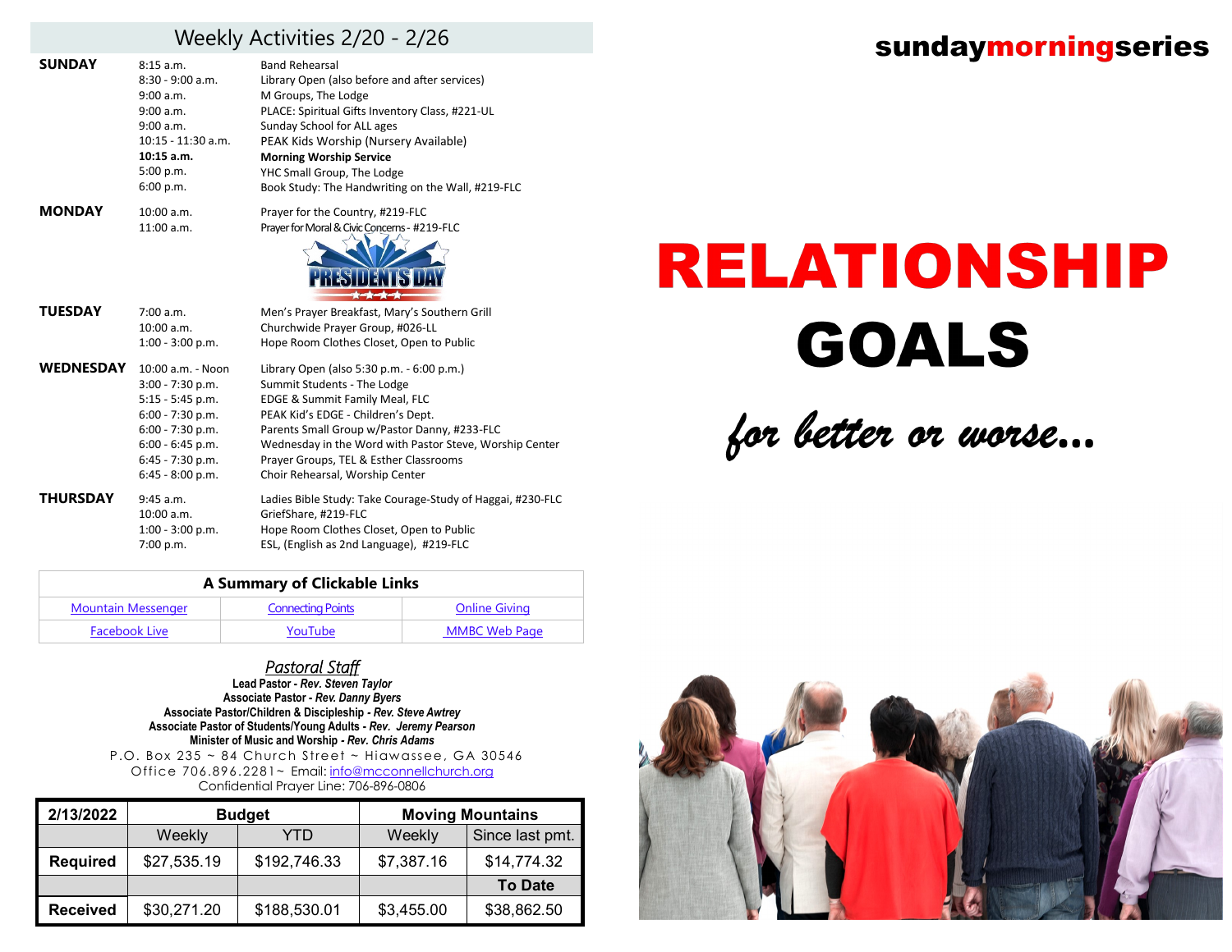# Weekly Activities 2/20 - 2/26

**SUNDAY**

| | |
|---|---|
| 8:15 a.m. | Band Rehearsal |
| 8:30 - 9:00 a.m. | Library Open (also before and after services) |
| 9:00 a.m. | M Groups, The Lodge |
| 9:00 a.m. | PLACE: Spiritual Gifts Inventory Class, #221-UL |
| 9:00 a.m. | Sunday School for ALL ages |
| 10:15 - 11:30 a.m. | PEAK Kids Worship (Nursery Available) |
| **10:15 a.m.** | **Morning Worship Service** |
| 5:00 p.m. | YHC Small Group, The Lodge |
| 6:00 p.m. | Book Study: The Handwriting on the Wall, #219-FLC |

**MONDAY**

| | |
|---|---|
| 10:00 a.m. | Prayer for the Country, #219-FLC |
| 11:00 a.m. | Prayer for Moral & Civic Concerns - #219-FLC |

PRESIDENTS DAY

**TUESDAY**

| | |
|---|---|
| 7:00 a.m. | Men's Prayer Breakfast, Mary's Southern Grill |
| 10:00 a.m. | Churchwide Prayer Group, #026-LL |
| 1:00 - 3:00 p.m. | Hope Room Clothes Closet, Open to Public |

**WEDNESDAY**

| | |
|---|---|
| 10:00 a.m. - Noon | Library Open (also 5:30 p.m. - 6:00 p.m.) |
| 3:00 - 7:30 p.m. | Summit Students - The Lodge |
| 5:15 - 5:45 p.m. | EDGE & Summit Family Meal, FLC |
| 6:00 - 7:30 p.m. | PEAK Kid's EDGE - Children's Dept. |
| 6:00 - 7:30 p.m. | Parents Small Group w/Pastor Danny, #233-FLC |
| 6:00 - 6:45 p.m. | Wednesday in the Word with Pastor Steve, Worship Center |
| 6:45 - 7:30 p.m. | Prayer Groups, TEL & Esther Classrooms |
| 6:45 - 8:00 p.m. | Choir Rehearsal, Worship Center |

**THURSDAY**

| | |
|---|---|
| 9:45 a.m. | Ladies Bible Study: Take Courage-Study of Haggai, #230-FLC |
| 10:00 a.m. | GriefShare, #219-FLC |
| 1:00 - 3:00 p.m. | Hope Room Clothes Closet, Open to Public |
| 7:00 p.m. | ESL, (English as 2nd Language), #219-FLC |

| A Summary of Clickable Links | | |
|---|---|---|
| Mountain Messenger | Connecting Points | Online Giving |
| Facebook Live | YouTube | MMBC Web Page |

*Pastoral Staff*

**Lead Pastor -** ***Rev. Steven Taylor***
**Associate Pastor -** ***Rev. Danny Byers***
**Associate Pastor/Children & Discipleship -** ***Rev. Steve Awtrey***
**Associate Pastor of Students/Young Adults -** ***Rev. Jeremy Pearson***
**Minister of Music and Worship -** ***Rev. Chris Adams***

P.O. Box 235 ~ 84 Church Street ~ Hiawassee, GA 30546
Office 706.896.2281~ Email: info@mcconnellchurch.org
Confidential Prayer Line: 706-896-0806

| 2/13/2022 | Budget | | Moving Mountains | |
|---|---|---|---|---|
| | Weekly | YTD | Weekly | Since last pmt. |
| **Required** | $27,535.19 | $192,746.33 | $7,387.16 | $14,774.32 |
| | | | | **To Date** |
| **Received** | $30,271.20 | $188,530.01 | $3,455.00 | $38,862.50 |

**sundaymorningseries**

# RELATIONSHIP GOALS

*for better or worse...*